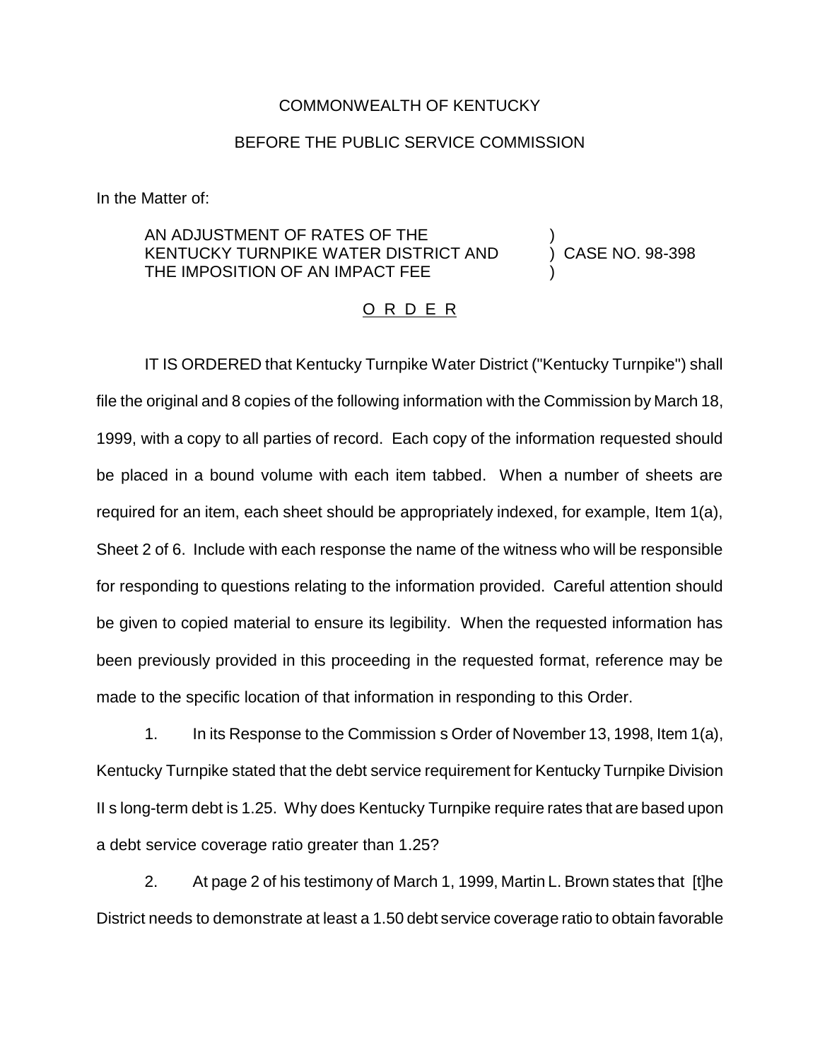COMMONWEALTH OF KENTUCKY

BEFORE THE PUBLIC SERVICE COMMISSION

In the Matter of:

AN ADJUSTMENT OF RATES OF THE KENTUCKY TURNPIKE WATER DISTRICT AND THE IMPOSITION OF AN IMPACT FEE ) CASE NO. 98-398

O R D E R

IT IS ORDERED that Kentucky Turnpike Water District ("Kentucky Turnpike") shall file the original and 8 copies of the following information with the Commission by March 18, 1999, with a copy to all parties of record. Each copy of the information requested should be placed in a bound volume with each item tabbed. When a number of sheets are required for an item, each sheet should be appropriately indexed, for example, Item 1(a), Sheet 2 of 6. Include with each response the name of the witness who will be responsible for responding to questions relating to the information provided. Careful attention should be given to copied material to ensure its legibility. When the requested information has been previously provided in this proceeding in the requested format, reference may be made to the specific location of that information in responding to this Order.

1. In its Response to the Commission s Order of November 13, 1998, Item 1(a), Kentucky Turnpike stated that the debt service requirement for Kentucky Turnpike Division II s long-term debt is 1.25. Why does Kentucky Turnpike require rates that are based upon a debt service coverage ratio greater than 1.25?

2. At page 2 of his testimony of March 1, 1999, Martin L. Brown states that [t]he District needs to demonstrate at least a 1.50 debt service coverage ratio to obtain favorable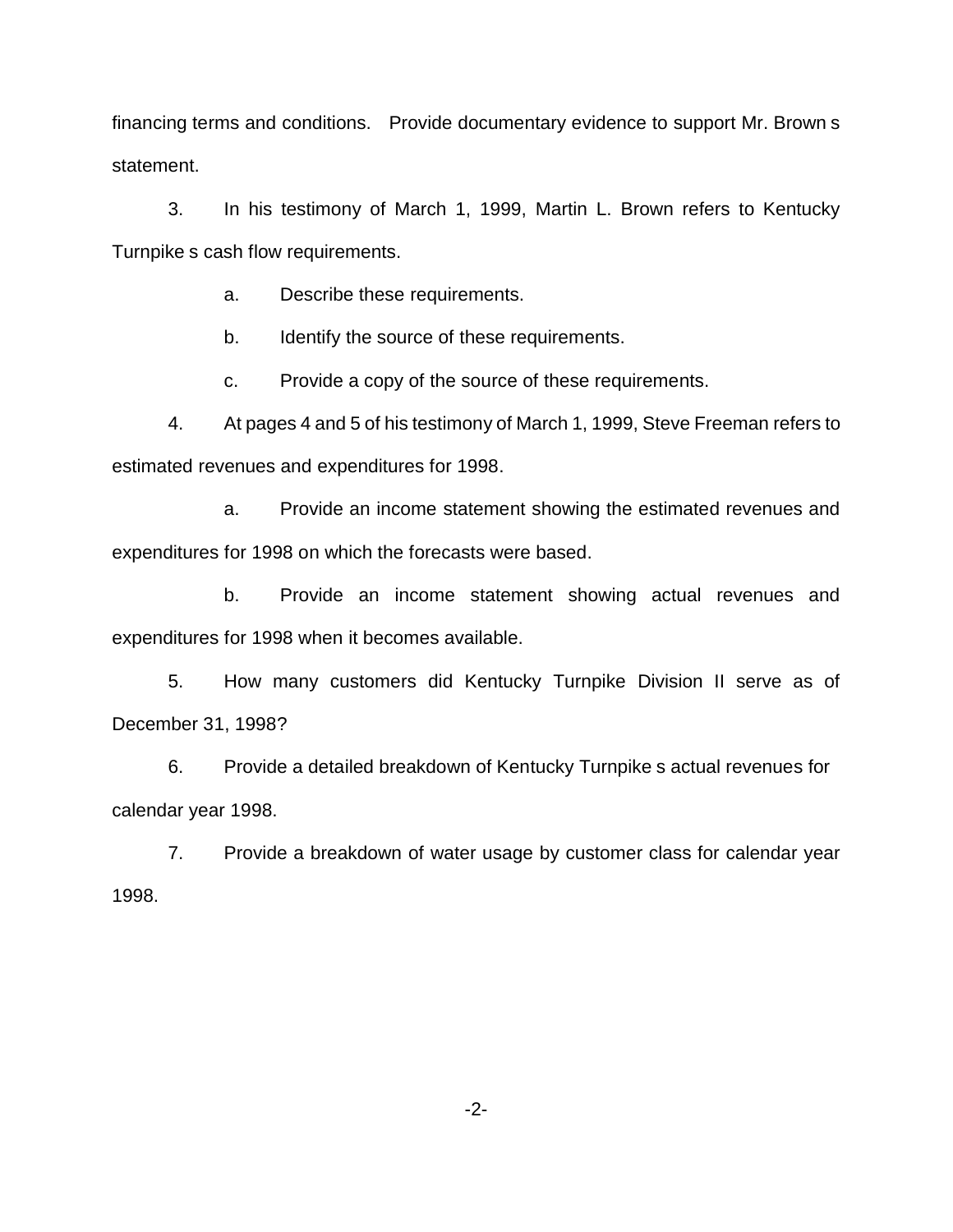financing terms and conditions. Provide documentary evidence to support Mr. Brown s statement.

3. In his testimony of March 1, 1999, Martin L. Brown refers to Kentucky Turnpike s cash flow requirements.

   a. Describe these requirements.

   b. Identify the source of these requirements.

   c. Provide a copy of the source of these requirements.

4. At pages 4 and 5 of his testimony of March 1, 1999, Steve Freeman refers to estimated revenues and expenditures for 1998.

   a. Provide an income statement showing the estimated revenues and expenditures for 1998 on which the forecasts were based.

   b. Provide an income statement showing actual revenues and expenditures for 1998 when it becomes available.

5. How many customers did Kentucky Turnpike Division II serve as of December 31, 1998?

6. Provide a detailed breakdown of Kentucky Turnpike s actual revenues for calendar year 1998.

7. Provide a breakdown of water usage by customer class for calendar year 1998.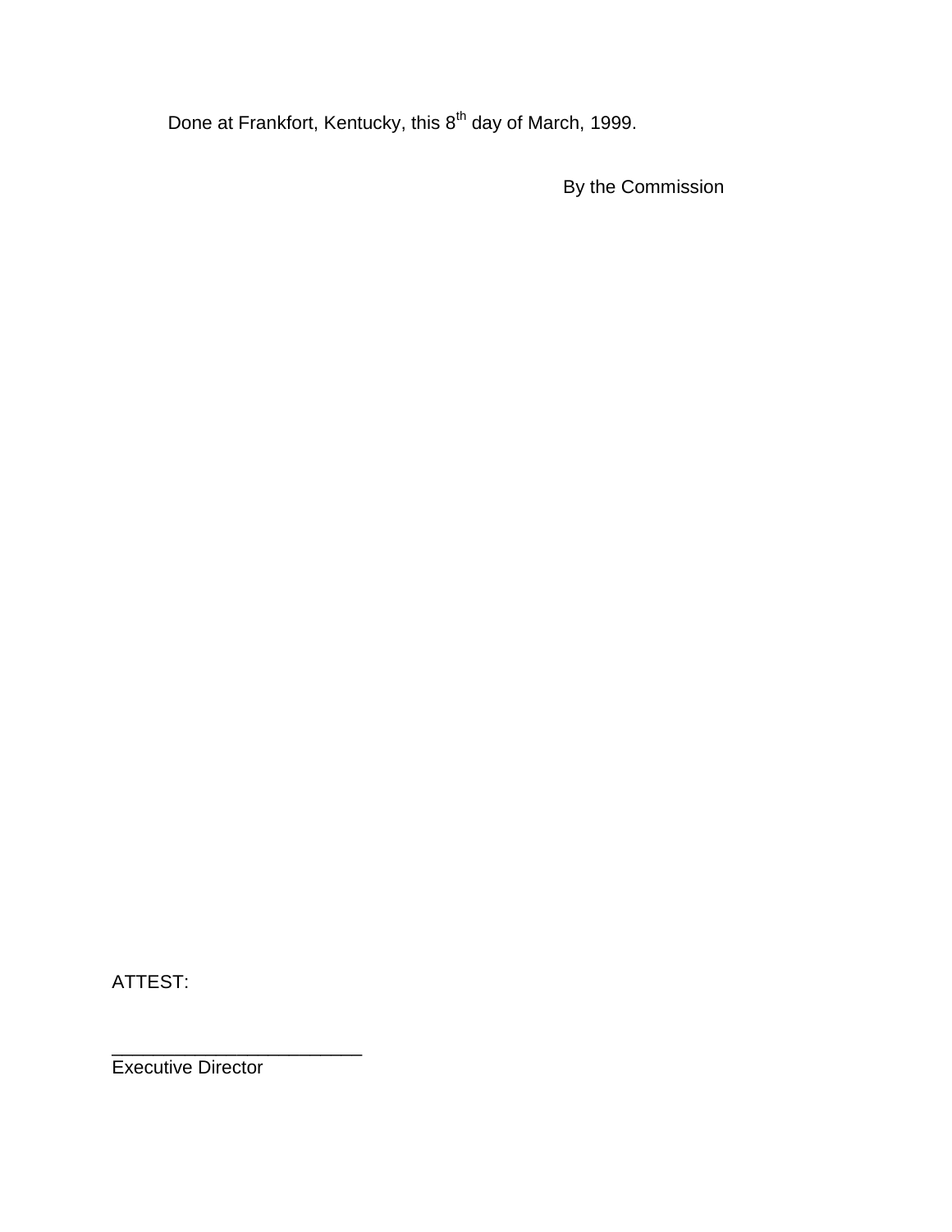Done at Frankfort, Kentucky, this 8th day of March, 1999.

By the Commission

ATTEST:

________________________
Executive Director